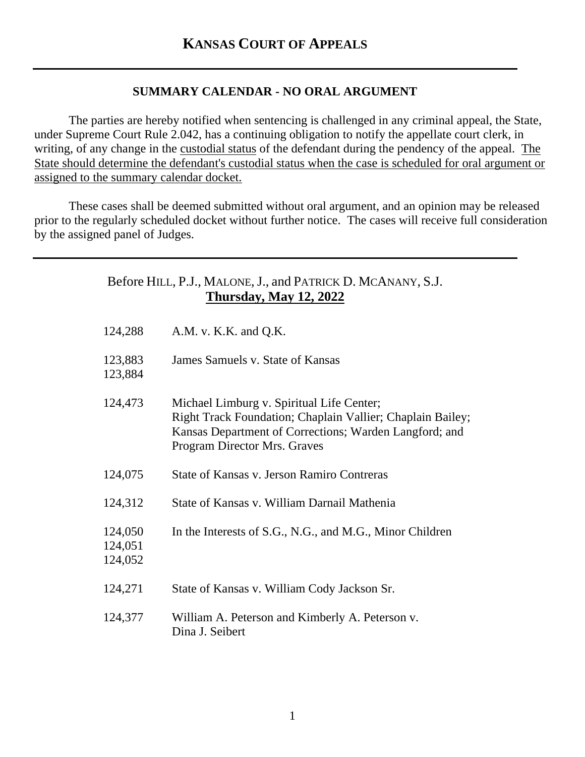# KANSAS COURT OF APPEALS

---

## SUMMARY CALENDAR - NO ORAL ARGUMENT

The parties are hereby notified when sentencing is challenged in any criminal appeal, the State, under Supreme Court Rule 2.042, has a continuing obligation to notify the appellate court clerk, in writing, of any change in the custodial status of the defendant during the pendency of the appeal. The State should determine the defendant's custodial status when the case is scheduled for oral argument or assigned to the summary calendar docket.

These cases shall be deemed submitted without oral argument, and an opinion may be released prior to the regularly scheduled docket without further notice. The cases will receive full consideration by the assigned panel of Judges.

---

Before HILL, P.J., MALONE, J., and PATRICK D. MCANANY, S.J.
**Thursday, May 12, 2022**

| | |
|---|---|
| 124,288 | A.M. v. K.K. and Q.K. |
| 123,883<br>123,884 | James Samuels v. State of Kansas |
| 124,473 | Michael Limburg v. Spiritual Life Center; Right Track Foundation; Chaplain Vallier; Chaplain Bailey; Kansas Department of Corrections; Warden Langford; and Program Director Mrs. Graves |
| 124,075 | State of Kansas v. Jerson Ramiro Contreras |
| 124,312 | State of Kansas v. William Darnail Mathenia |
| 124,050<br>124,051<br>124,052 | In the Interests of S.G., N.G., and M.G., Minor Children |
| 124,271 | State of Kansas v. William Cody Jackson Sr. |
| 124,377 | William A. Peterson and Kimberly A. Peterson v. Dina J. Seibert |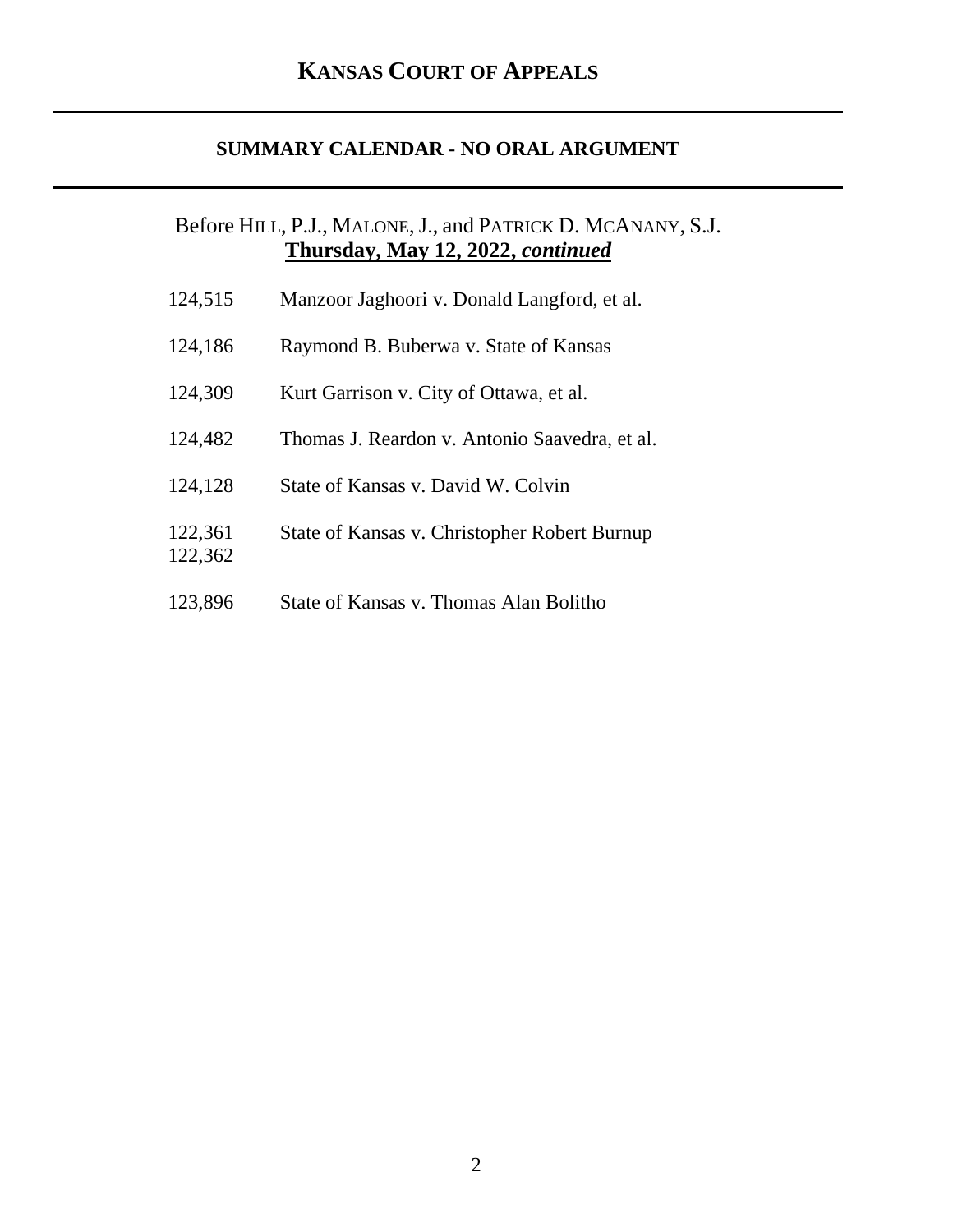# KANSAS COURT OF APPEALS

## SUMMARY CALENDAR - NO ORAL ARGUMENT

Before HILL, P.J., MALONE, J., and PATRICK D. MCANANY, S.J.

**Thursday, May 12, 2022, *continued***

| | |
|---|---|
| 124,515 | Manzoor Jaghoori v. Donald Langford, et al. |
| 124,186 | Raymond B. Buberwa v. State of Kansas |
| 124,309 | Kurt Garrison v. City of Ottawa, et al. |
| 124,482 | Thomas J. Reardon v. Antonio Saavedra, et al. |
| 124,128 | State of Kansas v. David W. Colvin |
| 122,361<br>122,362 | State of Kansas v. Christopher Robert Burnup |
| 123,896 | State of Kansas v. Thomas Alan Bolitho |